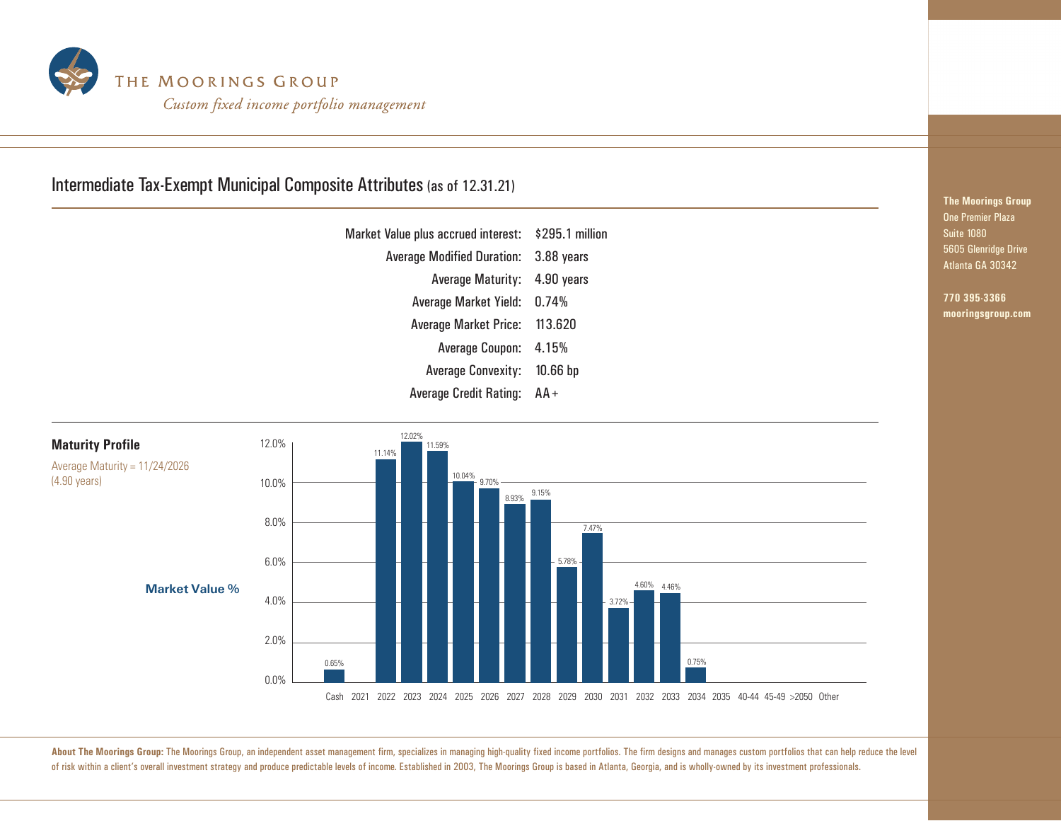# THE MOORINGS GROUP

*Custom fixed income portfolio management*

## Intermediate Tax-Exempt Municipal Composite Attributes (as of 12.31.21)

| | |
|---|---|
| Market Value plus accrued interest: | $295.1 million |
| Average Modified Duration: | 3.88 years |
| Average Maturity: | 4.90 years |
| Average Market Yield: | 0.74% |
| Average Market Price: | 113.620 |
| Average Coupon: | 4.15% |
| Average Convexity: | 10.66 bp |
| Average Credit Rating: | AA+ |

### Maturity Profile

Average Maturity = 11/24/2026 (4.90 years)

Market Value %

| Maturity | Market Value % |
|---|---|
| Cash | 0.65% |
| 2021 | |
| 2022 | 11.14% |
| 2023 | 12.02% |
| 2024 | 11.59% |
| 2025 | 10.04% |
| 2026 | 9.70% |
| 2027 | 8.93% |
| 2028 | 9.15% |
| 2029 | 5.78% |
| 2030 | 7.47% |
| 2031 | 3.72% |
| 2032 | 4.60% |
| 2033 | 4.46% |
| 2034 | 0.75% |
| 2035 | |
| 40-44 | |
| 45-49 | |
| >2050 | |
| Other | |

**The Moorings Group**
One Premier Plaza
Suite 1080
5605 Glenridge Drive
Atlanta GA 30342

**770 395-3366**
**mooringsgroup.com**

**About The Moorings Group:** The Moorings Group, an independent asset management firm, specializes in managing high-quality fixed income portfolios. The firm designs and manages custom portfolios that can help reduce the level of risk within a client's overall investment strategy and produce predictable levels of income. Established in 2003, The Moorings Group is based in Atlanta, Georgia, and is wholly-owned by its investment professionals.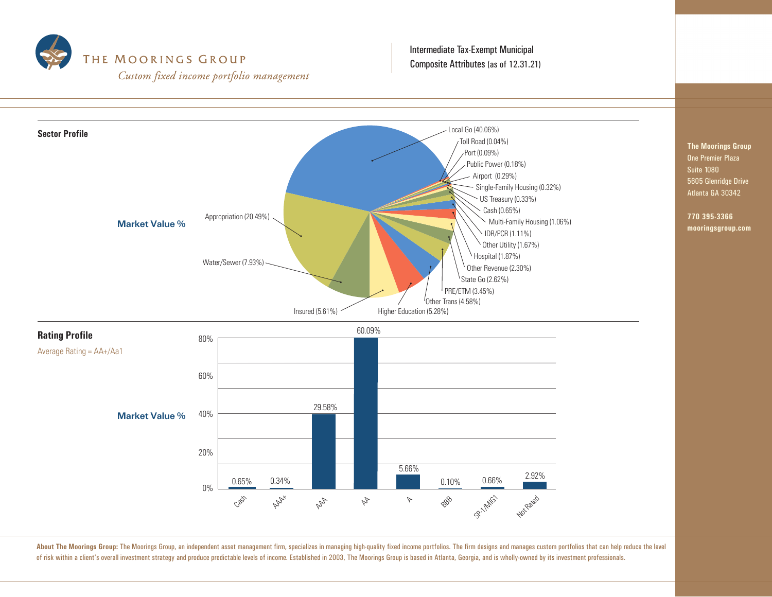# The Moorings Group

*Custom fixed income portfolio management*

Intermediate Tax-Exempt Municipal
Composite Attributes (as of 12.31.21)

## Sector Profile

Market Value %

Local Go (40.06%)
Toll Road (0.04%)
Port (0.09%)
Public Power (0.18%)
Airport (0.29%)
Single-Family Housing (0.32%)
US Treasury (0.33%)
Cash (0.65%)
Multi-Family Housing (1.06%)
IDR/PCR (1.11%)
Other Utility (1.67%)
Hospital (1.87%)
Other Revenue (2.30%)
State Go (2.62%)
PRE/ETM (3.45%)
Other Trans (4.58%)
Higher Education (5.28%)
Insured (5.61%)
Water/Sewer (7.93%)
Appropriation (20.49%)

## Rating Profile

Average Rating = AA+/Aa1

Market Value %

80%
60%
40%
20%
0%

Cash 0.65%
AAA+ 0.34%
AAA 29.58%
AA 60.09%
A 5.66%
BBB 0.10%
SP-1/MIG1 0.66%
Not Rated 2.92%

**The Moorings Group**
One Premier Plaza
Suite 1080
5605 Glenridge Drive
Atlanta GA 30342

**770 395-3366**
**mooringsgroup.com**

**About The Moorings Group:** The Moorings Group, an independent asset management firm, specializes in managing high-quality fixed income portfolios. The firm designs and manages custom portfolios that can help reduce the level of risk within a client's overall investment strategy and produce predictable levels of income. Established in 2003, The Moorings Group is based in Atlanta, Georgia, and is wholly-owned by its investment professionals.